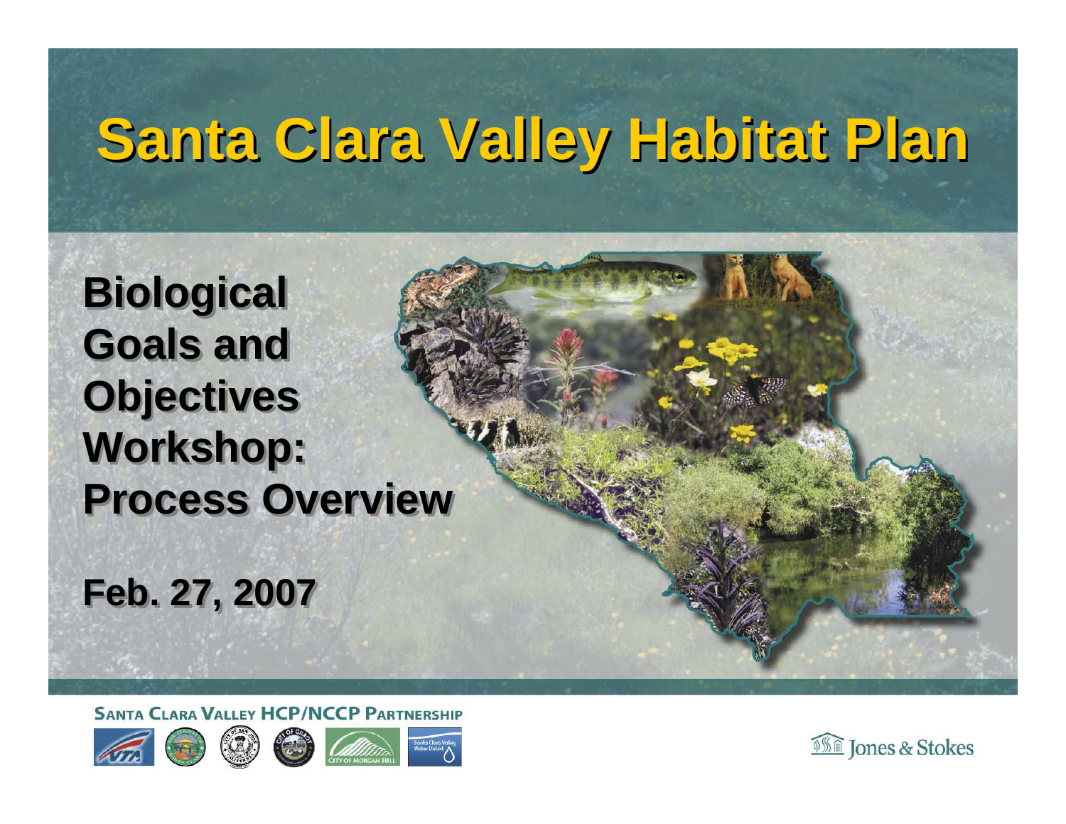# Santa Clara Valley Habitat Plan

## Biological Goals and Objectives Workshop: Process Overview

**Feb. 27, 2007**

SANTA CLARA VALLEY HCP/NCCP PARTNERSHIP

Jones & Stokes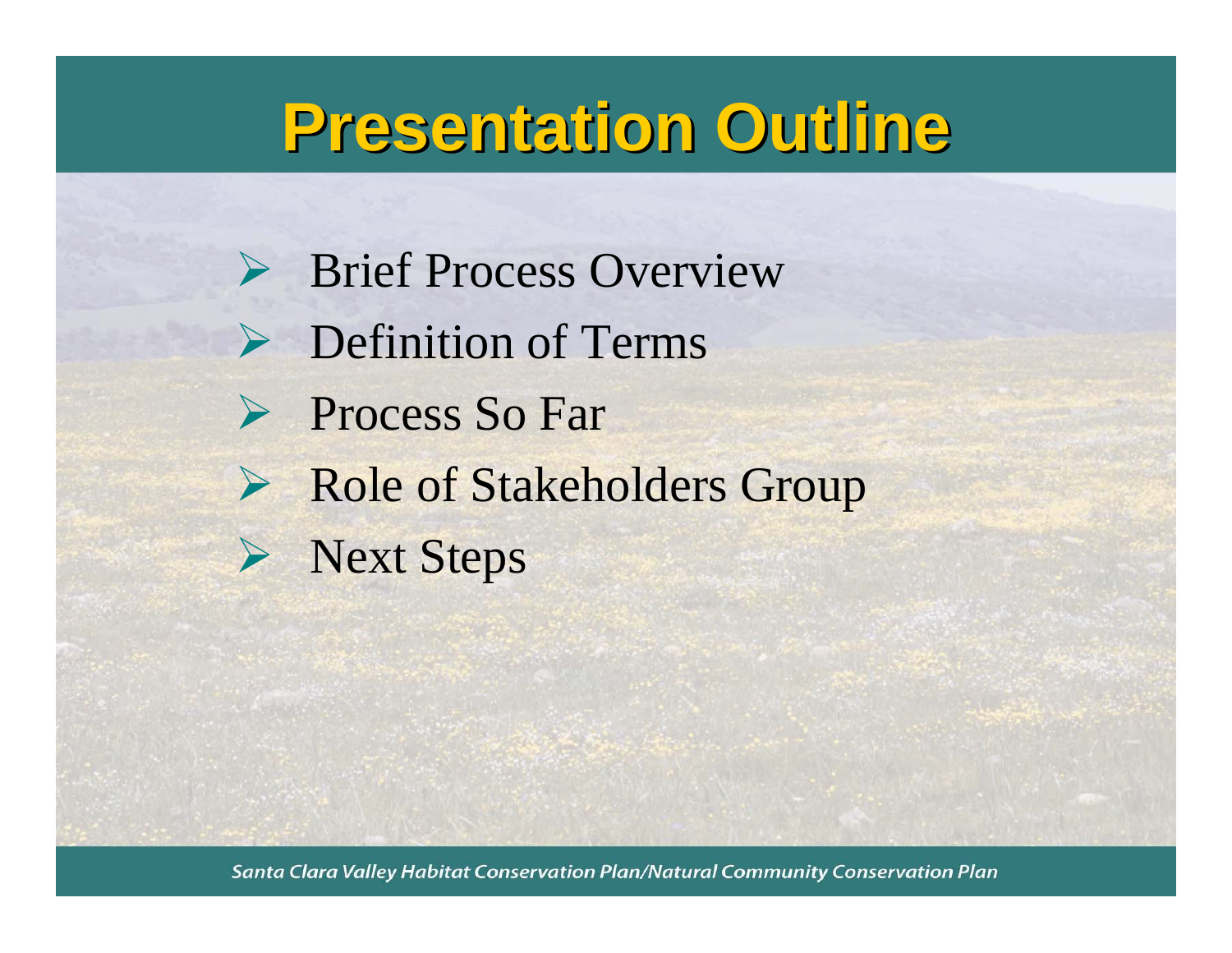# Presentation Outline

- Brief Process Overview
- Definition of Terms
- Process So Far
- Role of Stakeholders Group
- Next Steps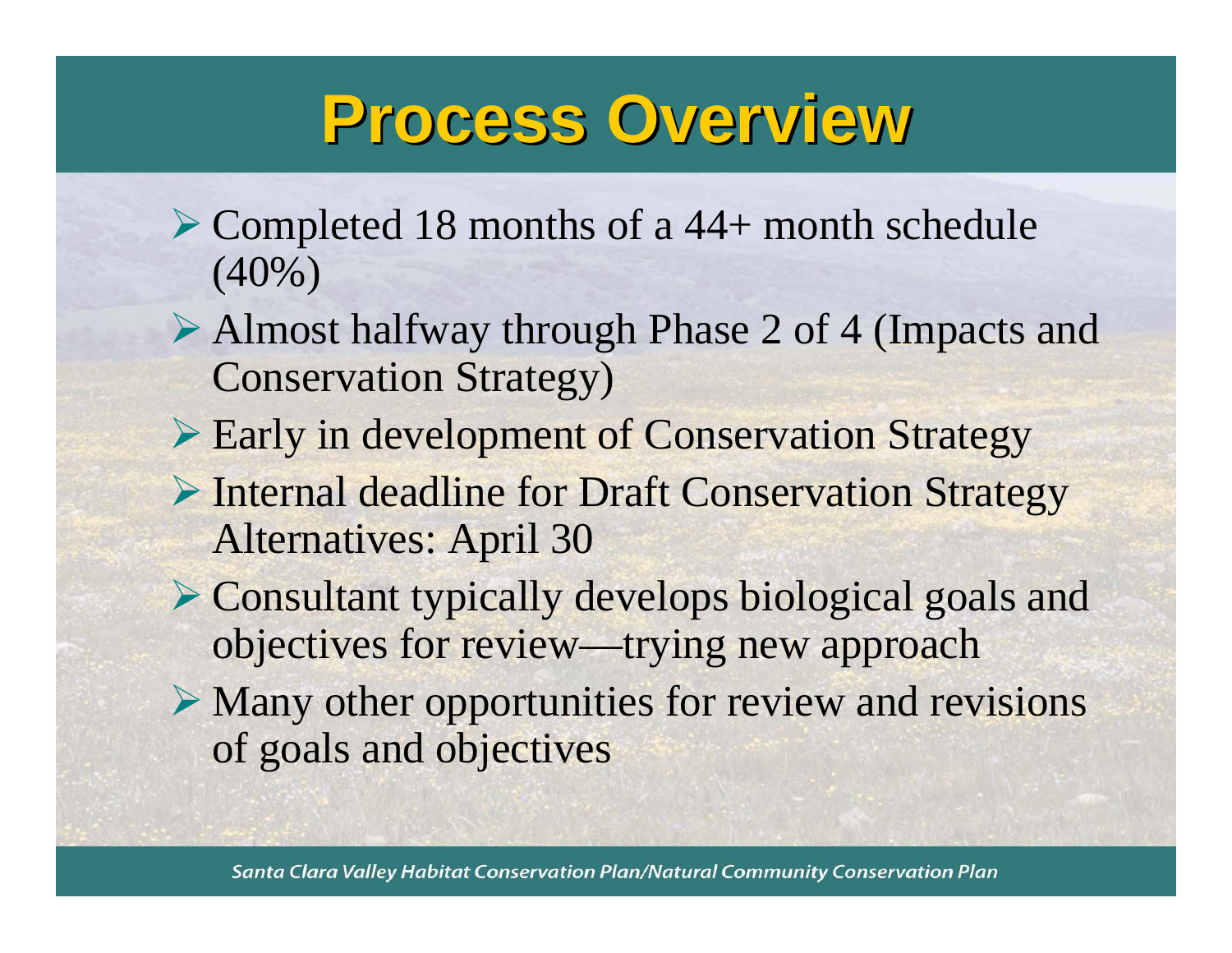# Process Overview

- Completed 18 months of a 44+ month schedule (40%)
- Almost halfway through Phase 2 of 4 (Impacts and Conservation Strategy)
- Early in development of Conservation Strategy
- Internal deadline for Draft Conservation Strategy Alternatives: April 30
- Consultant typically develops biological goals and objectives for review—trying new approach
- Many other opportunities for review and revisions of goals and objectives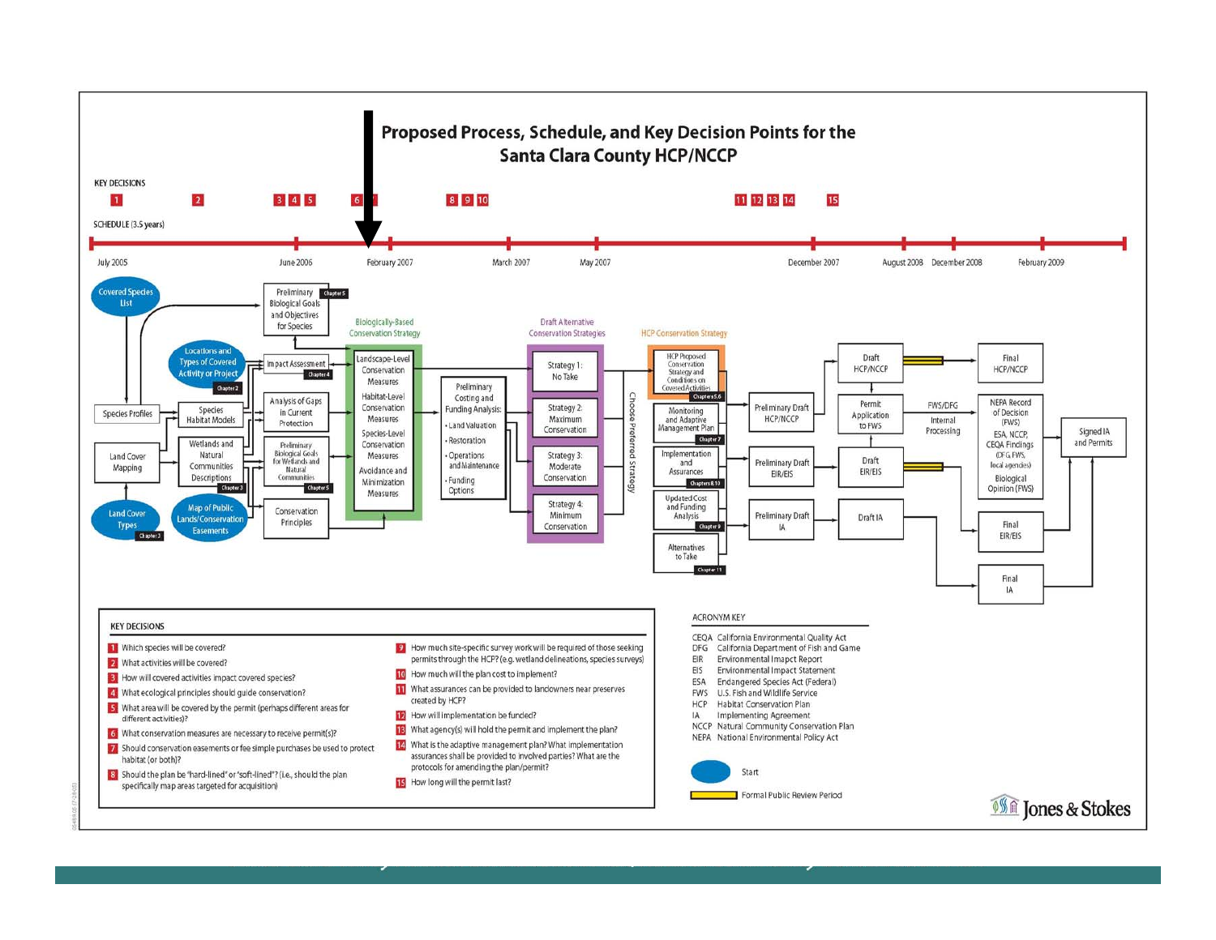# Proposed Process, Schedule, and Key Decision Points for the Santa Clara County HCP/NCCP

KEY DECISIONS

1 2 3 4 5 6 7 8 9 10 11 12 13 14 15

SCHEDULE (3.5 years)

July 2005 | June 2006 | February 2007 | March 2007 | May 2007 | December 2007 | August 2008 | December 2008 | February 2009

Covered Species List

Locations and Types of Covered Activity or Project (Chapter 2)

Land Cover Types (Chapter 3)

Map of Public Lands/Conservation Easements

Species Profiles

Land Cover Mapping

Species Habitat Models

Wetlands and Natural Communities Descriptions (Chapter 3)

Preliminary Biological Goals and Objectives for Species (Chapter 5)

Impact Assessment (Chapter 4)

Analysis of Gaps in Current Protection

Preliminary Biological Goals for Wetlands and Natural Communities (Chapter 5)

Conservation Principles

**Biologically-Based Conservation Strategy**

- Landscape-Level Conservation Measures
- Habitat-Level Conservation Measures
- Species-Level Conservation Measures
- Avoidance and Minimization Measures

Preliminary Costing and Funding Analysis:

- Land Valuation
- Restoration
- Operations and Maintenance
- Funding Options

**Draft Alternative Conservation Strategies**

- Strategy 1: No Take
- Strategy 2: Maximum Conservation
- Strategy 3: Moderate Conservation
- Strategy 4: Minimum Conservation

Choose Preferred Strategy

**HCP Conservation Strategy**

- HCP Proposed Conservation Strategy and Conditions on Covered Activities (Chapters 5,6)
- Monitoring and Adaptive Management Plan (Chapter 7)
- Implementation and Assurances (Chapters 8,10)
- Updated Cost and Funding Analysis (Chapter 9)
- Alternatives to Take (Chapter 11)

Preliminary Draft HCP/NCCP

Preliminary Draft EIR/EIS

Preliminary Draft IA

Draft HCP/NCCP

Permit Application to FWS

Draft EIR/EIS

Draft IA

FWS/DFG Internal Processing

Final HCP/NCCP

NEPA Record of Decision (FWS)

ESA, NCCP, CEQA Findings (DFG, FWS, local agencies)

Biological Opinion (FWS)

Final EIR/EIS

Final IA

Signed IA and Permits

## KEY DECISIONS

1. Which species will be covered?
2. What activities will be covered?
3. How will covered activities impact covered species?
4. What ecological principles should guide conservation?
5. What area will be covered by the permit (perhaps different areas for different activities)?
6. What conservation measures are necessary to receive permit(s)?
7. Should conservation easements or fee simple purchases be used to protect habitat (or both)?
8. Should the plan be "hard-lined" or "soft-lined"? (i.e., should the plan specifically map areas targeted for acquisition)
9. How much site-specific survey work will be required of those seeking permits through the HCP? (e.g. wetland delineations, species surveys)
10. How much will the plan cost to implement?
11. What assurances can be provided to landowners near preserves created by HCP?
12. How will implementation be funded?
13. What agency(s) will hold the permit and implement the plan?
14. What is the adaptive management plan? What implementation assurances shall be provided to involved parties? What are the protocols for amending the plan/permit?
15. How long will the permit last?

## ACRONYM KEY

| | |
|---|---|
| CEQA | California Environmental Quality Act |
| DFG | California Department of Fish and Game |
| EIR | Environmental Impact Report |
| EIS | Environmental Impact Statement |
| ESA | Endangered Species Act (Federal) |
| FWS | U.S. Fish and Wildlife Service |
| HCP | Habitat Conservation Plan |
| IA | Implementing Agreement |
| NCCP | Natural Community Conservation Plan |
| NEPA | National Environmental Policy Act |

Start

Formal Public Review Period

Jones & Stokes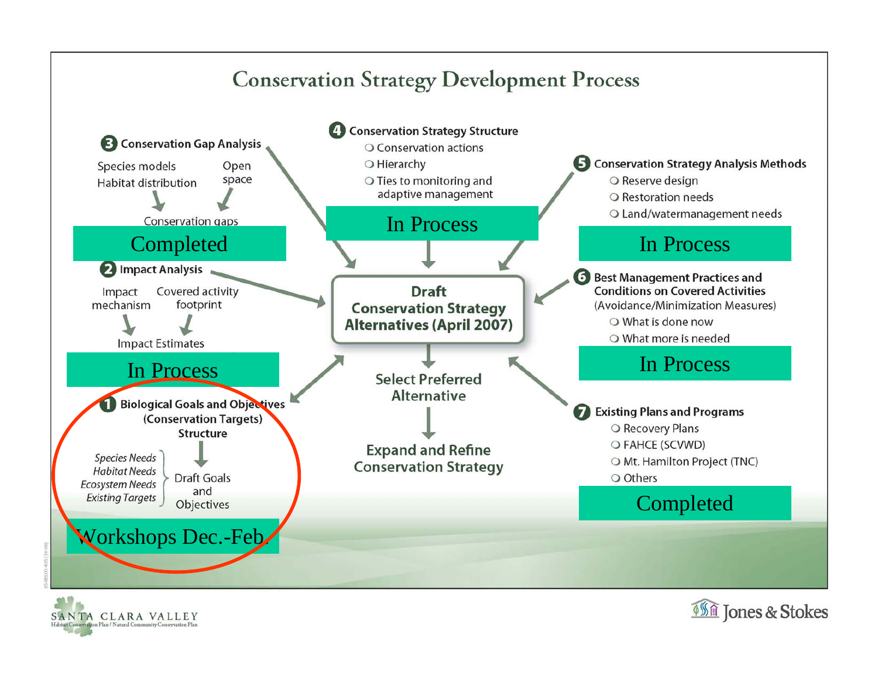# Conservation Strategy Development Process

## 3 Conservation Gap Analysis

Species models
Habitat distribution

Open space

Conservation gaps

**Completed**

## 2 Impact Analysis

Impact mechanism

Covered activity footprint

Impact Estimates

**In Process**

## 1 Biological Goals and Objectives (Conservation Targets) Structure

*Species Needs*
*Habitat Needs*
*Ecosystem Needs*
*Existing Targets*

Draft Goals and Objectives

**Workshops Dec.-Feb.**

## 4 Conservation Strategy Structure

- Conservation actions
- Hierarchy
- Ties to monitoring and adaptive management

**In Process**

## Draft Conservation Strategy Alternatives (April 2007)

Select Preferred Alternative

Expand and Refine Conservation Strategy

## 5 Conservation Strategy Analysis Methods

- Reserve design
- Restoration needs
- Land/watermanagement needs

**In Process**

## 6 Best Management Practices and Conditions on Covered Activities

(Avoidance/Minimization Measures)

- What is done now
- What more is needed

**In Process**

## 7 Existing Plans and Programs

- Recovery Plans
- FAHCE (SCVWD)
- Mt. Hamilton Project (TNC)
- Others

**Completed**

SANTA CLARA VALLEY
Habitat Conservation Plan / Natural Community Conservation Plan

Jones & Stokes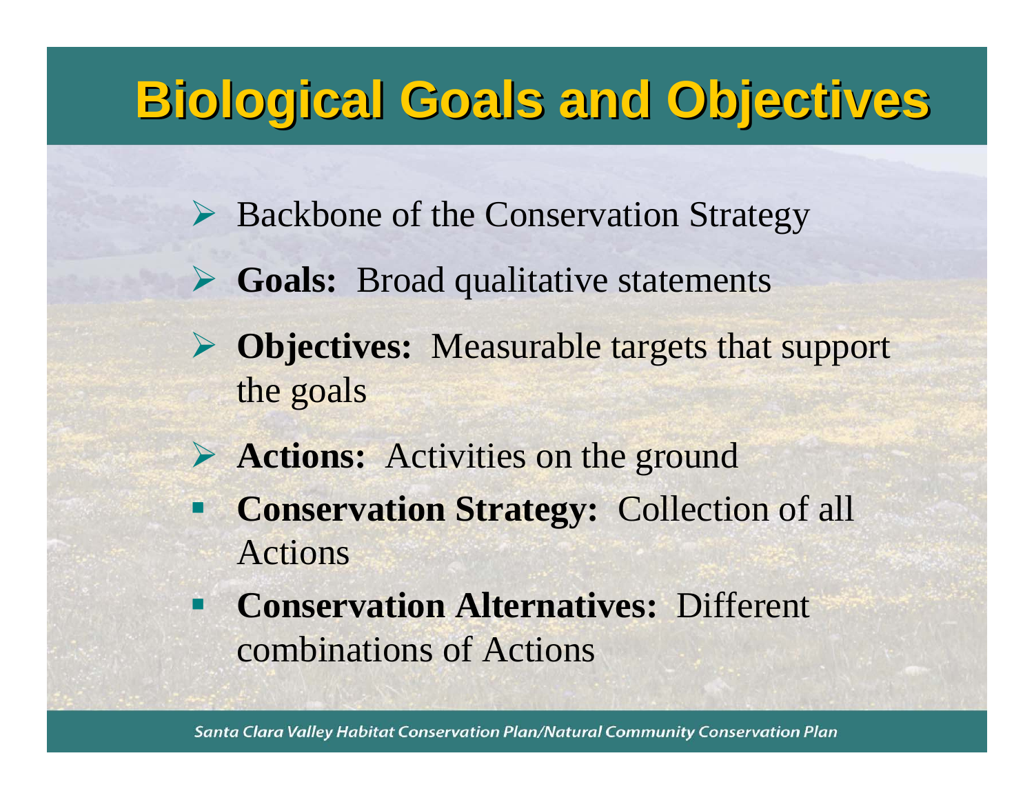# Biological Goals and Objectives

- Backbone of the Conservation Strategy
- **Goals:** Broad qualitative statements
- **Objectives:** Measurable targets that support the goals
- **Actions:** Activities on the ground
  - **Conservation Strategy:** Collection of all Actions
  - **Conservation Alternatives:** Different combinations of Actions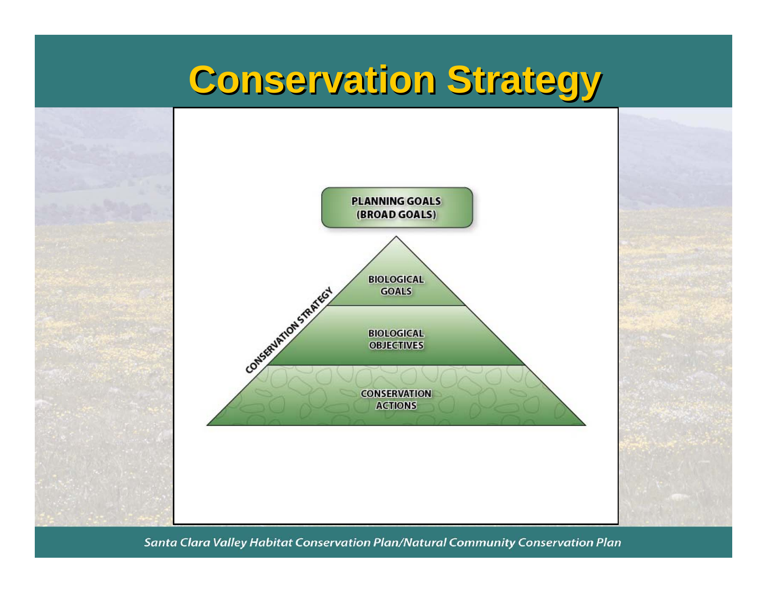# Conservation Strategy

PLANNING GOALS
(BROAD GOALS)

CONSERVATION STRATEGY

BIOLOGICAL GOALS

BIOLOGICAL OBJECTIVES

CONSERVATION ACTIONS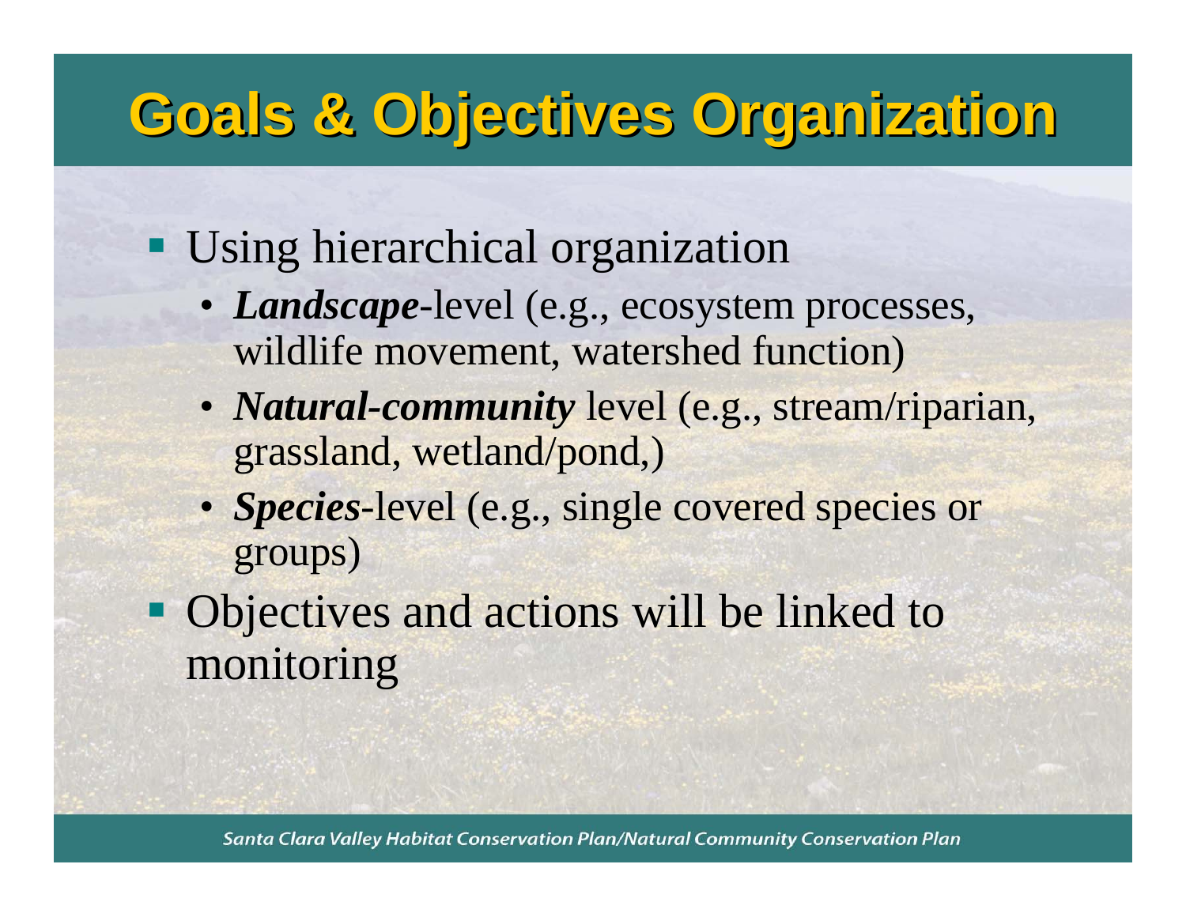# Goals & Objectives Organization

- Using hierarchical organization
  - ***Landscape***-level (e.g., ecosystem processes, wildlife movement, watershed function)
  - ***Natural-community*** level (e.g., stream/riparian, grassland, wetland/pond,)
  - ***Species***-level (e.g., single covered species or groups)
- Objectives and actions will be linked to monitoring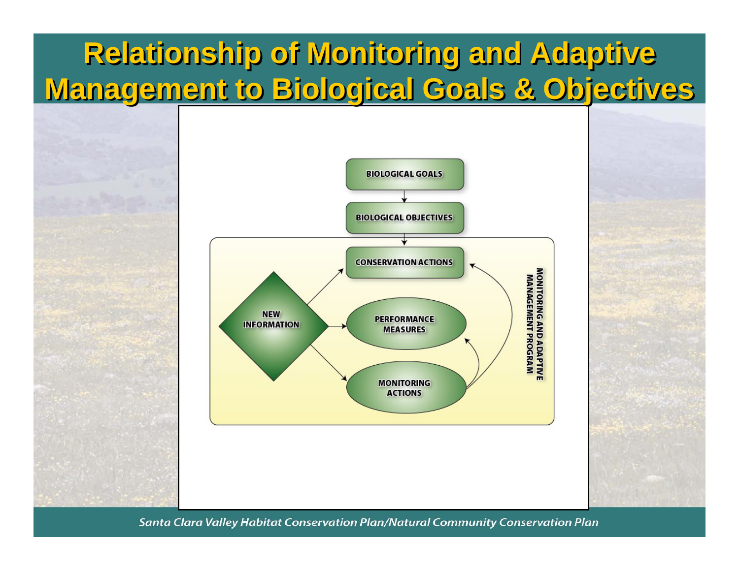# Relationship of Monitoring and Adaptive Management to Biological Goals & Objectives

BIOLOGICAL GOALS

BIOLOGICAL OBJECTIVES

CONSERVATION ACTIONS

NEW INFORMATION

PERFORMANCE MEASURES

MONITORING ACTIONS

MONITORING AND ADAPTIVE MANAGEMENT PROGRAM

*Santa Clara Valley Habitat Conservation Plan/Natural Community Conservation Plan*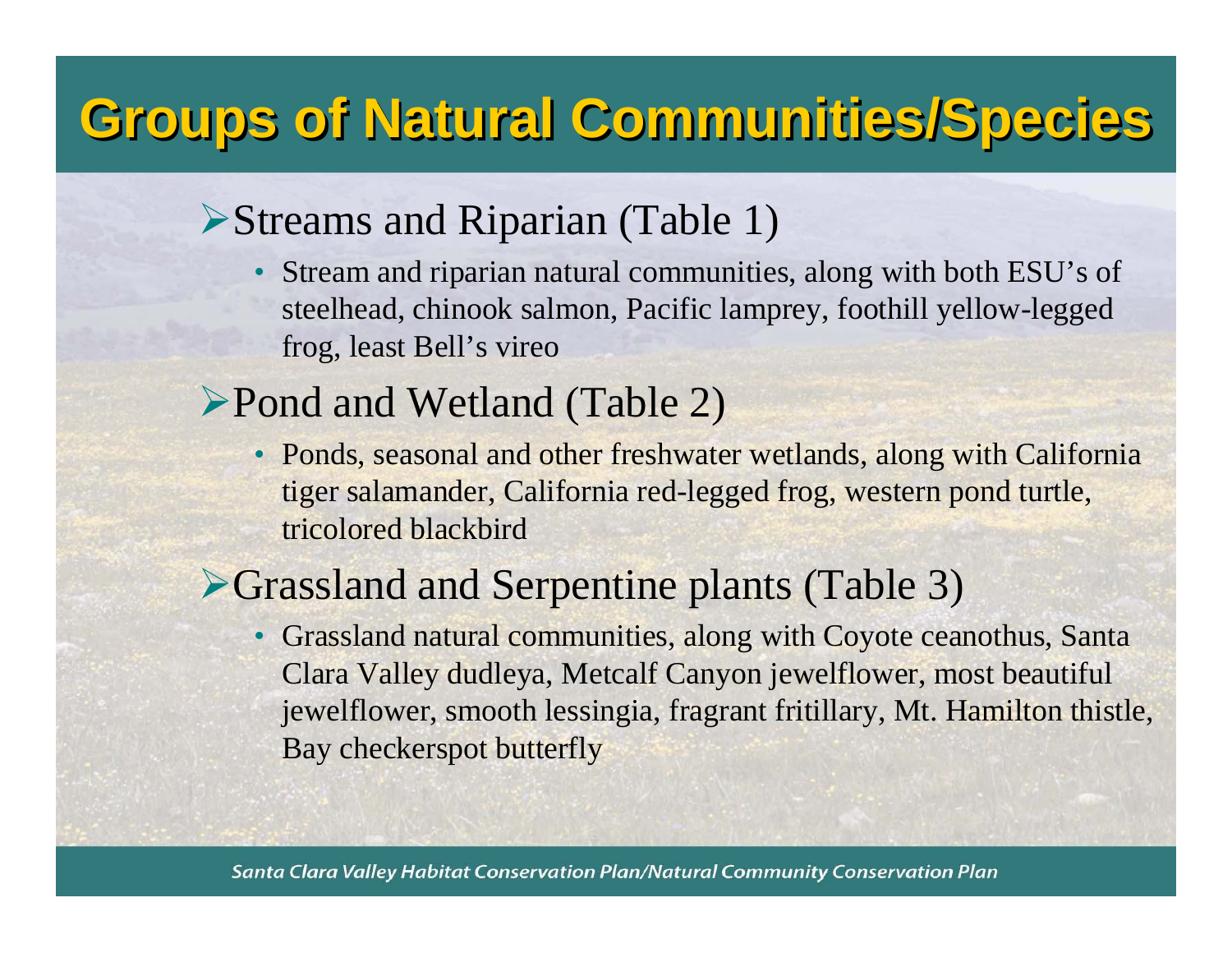# Groups of Natural Communities/Species

- Streams and Riparian (Table 1)
  - Stream and riparian natural communities, along with both ESU's of steelhead, chinook salmon, Pacific lamprey, foothill yellow-legged frog, least Bell's vireo
- Pond and Wetland (Table 2)
  - Ponds, seasonal and other freshwater wetlands, along with California tiger salamander, California red-legged frog, western pond turtle, tricolored blackbird
- Grassland and Serpentine plants (Table 3)
  - Grassland natural communities, along with Coyote ceanothus, Santa Clara Valley dudleya, Metcalf Canyon jewelflower, most beautiful jewelflower, smooth lessingia, fragrant fritillary, Mt. Hamilton thistle, Bay checkerspot butterfly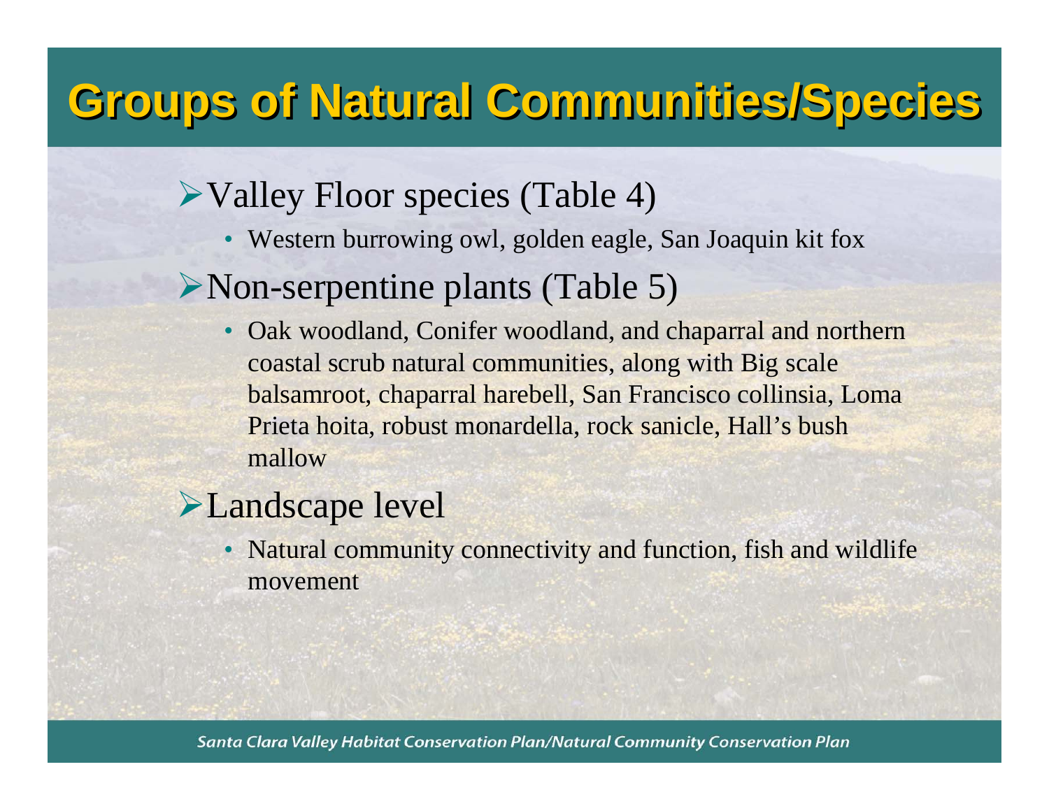# Groups of Natural Communities/Species

- Valley Floor species (Table 4)
  - Western burrowing owl, golden eagle, San Joaquin kit fox
- Non-serpentine plants (Table 5)
  - Oak woodland, Conifer woodland, and chaparral and northern coastal scrub natural communities, along with Big scale balsamroot, chaparral harebell, San Francisco collinsia, Loma Prieta hoita, robust monardella, rock sanicle, Hall's bush mallow
- Landscape level
  - Natural community connectivity and function, fish and wildlife movement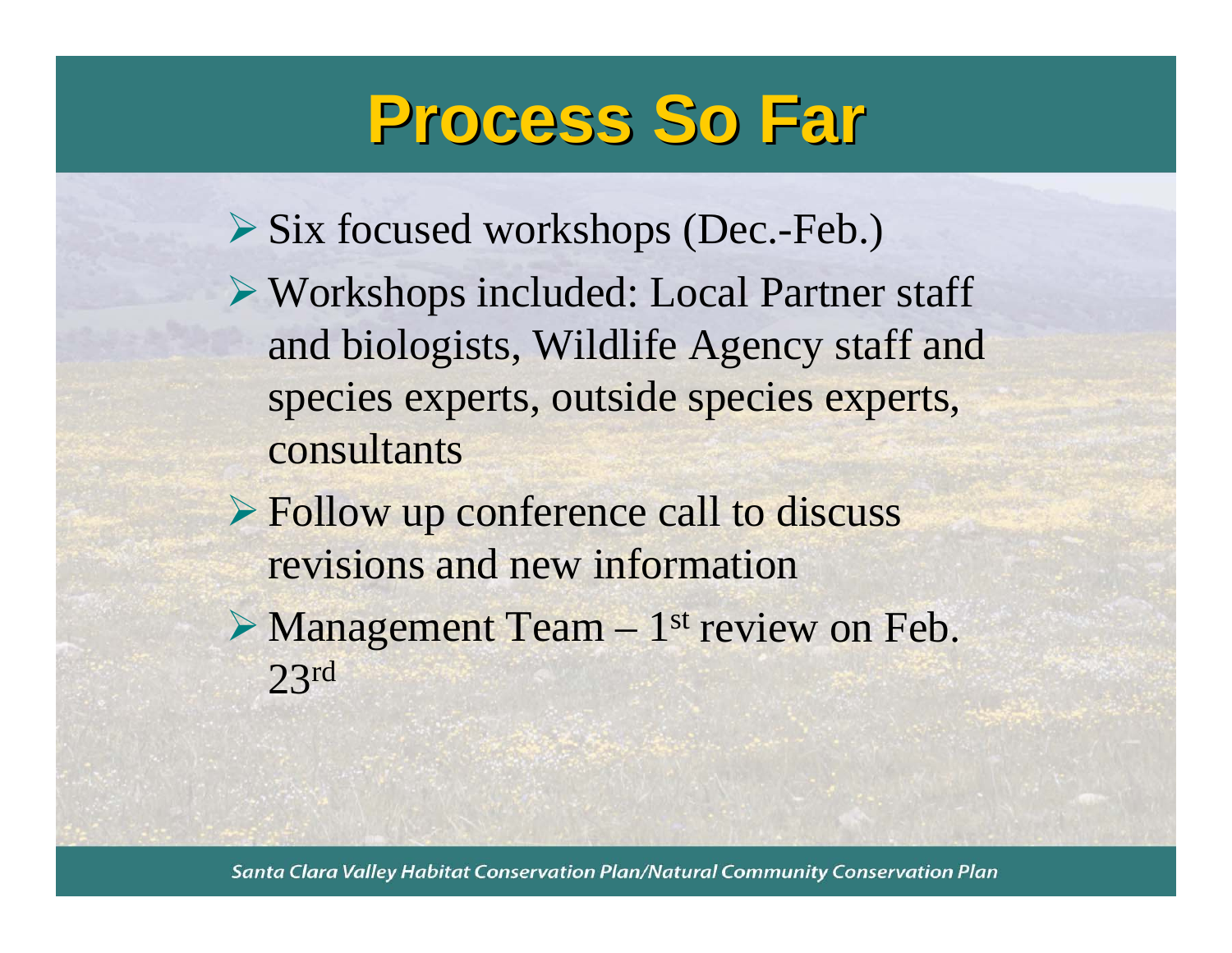# Process So Far

- Six focused workshops (Dec.-Feb.)
- Workshops included: Local Partner staff and biologists, Wildlife Agency staff and species experts, outside species experts, consultants
- Follow up conference call to discuss revisions and new information
- Management Team – 1st review on Feb. 23rd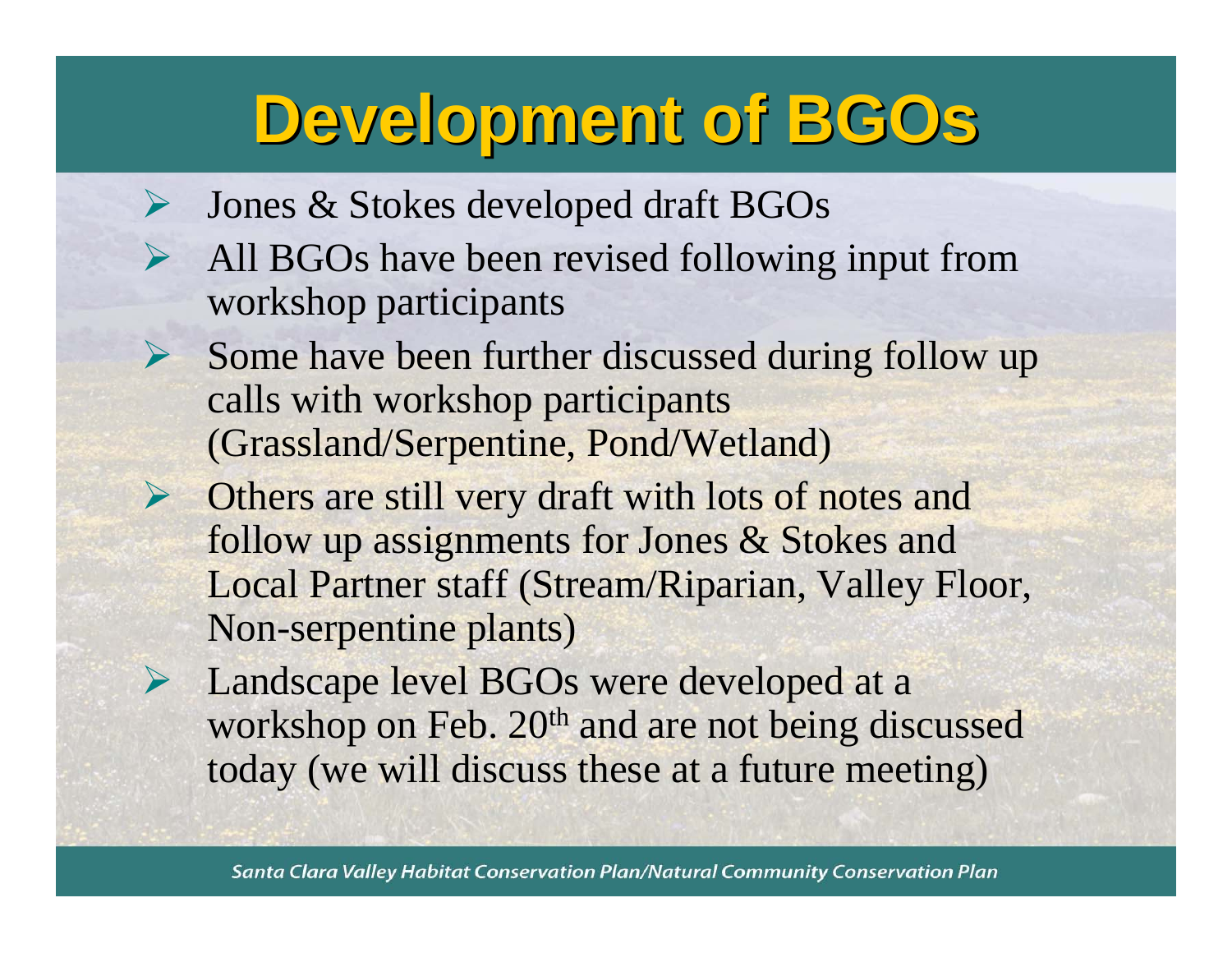# Development of BGOs

- Jones & Stokes developed draft BGOs
- All BGOs have been revised following input from workshop participants
- Some have been further discussed during follow up calls with workshop participants (Grassland/Serpentine, Pond/Wetland)
- Others are still very draft with lots of notes and follow up assignments for Jones & Stokes and Local Partner staff (Stream/Riparian, Valley Floor, Non-serpentine plants)
- Landscape level BGOs were developed at a workshop on Feb. 20th and are not being discussed today (we will discuss these at a future meeting)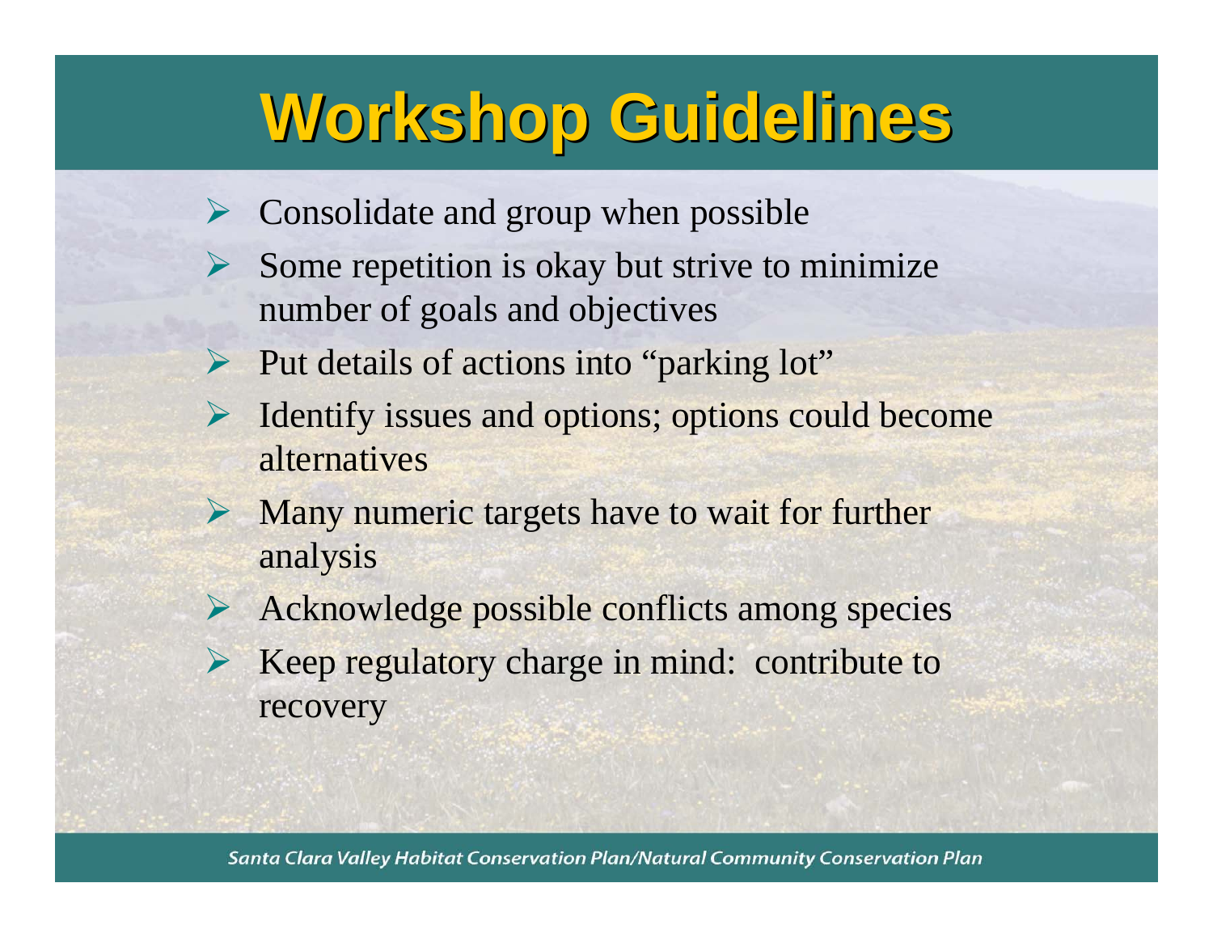# Workshop Guidelines

- Consolidate and group when possible
- Some repetition is okay but strive to minimize number of goals and objectives
- Put details of actions into “parking lot”
- Identify issues and options; options could become alternatives
- Many numeric targets have to wait for further analysis
- Acknowledge possible conflicts among species
- Keep regulatory charge in mind: contribute to recovery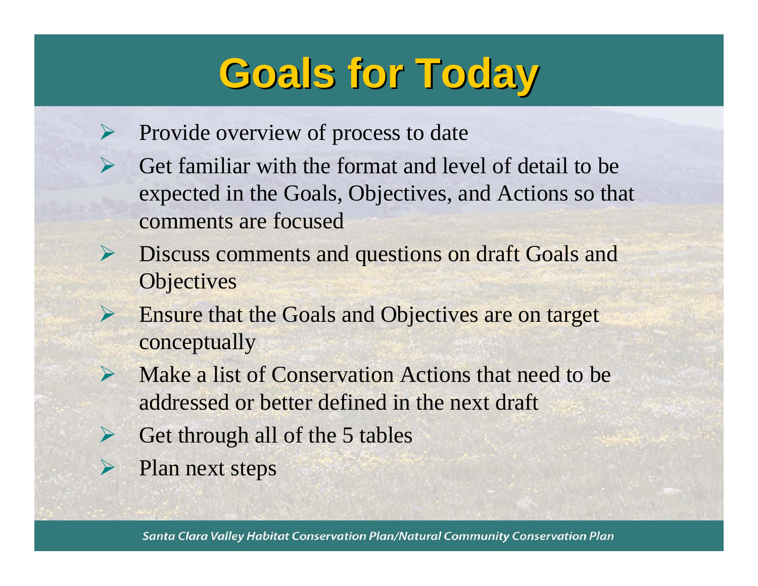# Goals for Today

- Provide overview of process to date
- Get familiar with the format and level of detail to be expected in the Goals, Objectives, and Actions so that comments are focused
- Discuss comments and questions on draft Goals and Objectives
- Ensure that the Goals and Objectives are on target conceptually
- Make a list of Conservation Actions that need to be addressed or better defined in the next draft
- Get through all of the 5 tables
- Plan next steps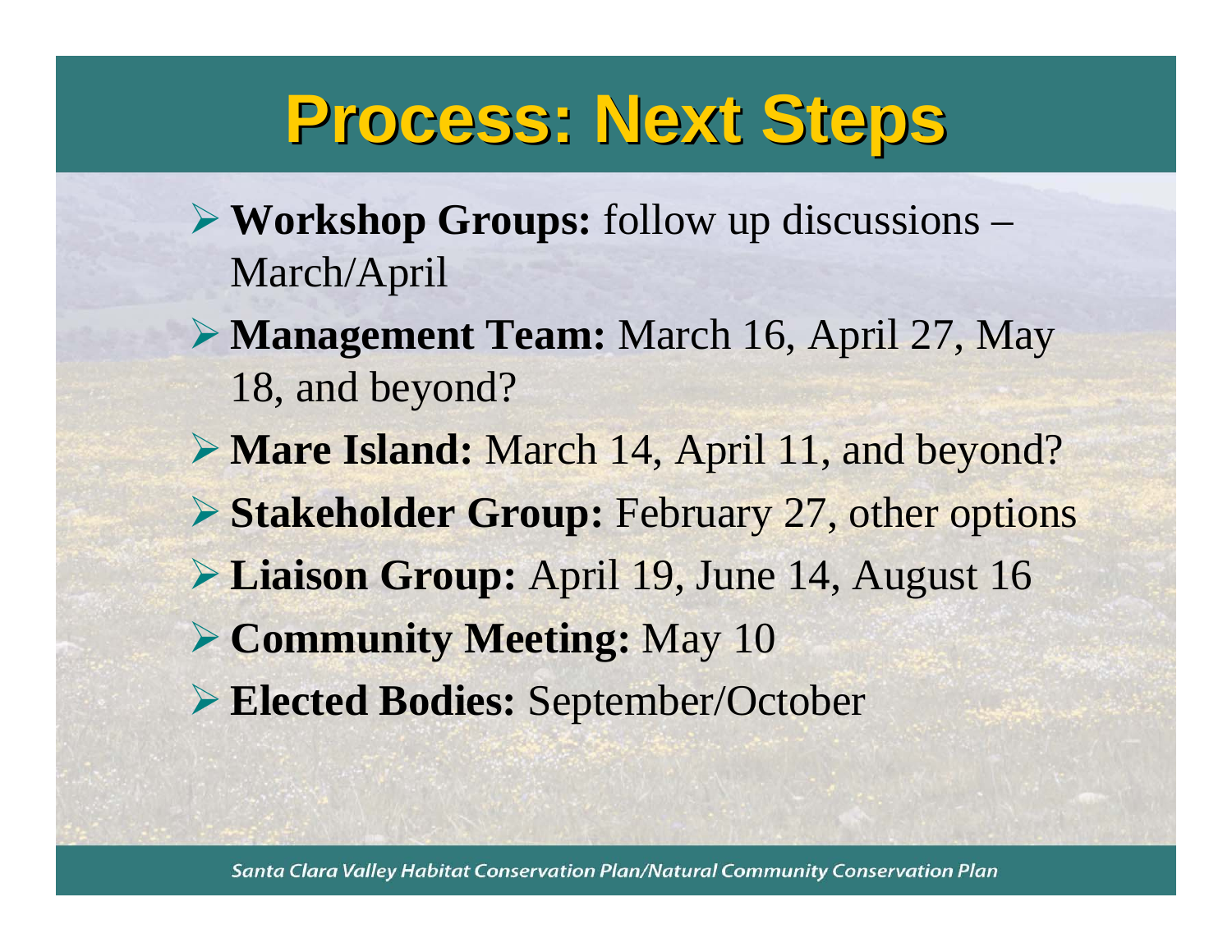# Process: Next Steps

- **Workshop Groups:** follow up discussions – March/April
- **Management Team:** March 16, April 27, May 18, and beyond?
- **Mare Island:** March 14, April 11, and beyond?
- **Stakeholder Group:** February 27, other options
- **Liaison Group:** April 19, June 14, August 16
- **Community Meeting:** May 10
- **Elected Bodies:** September/October